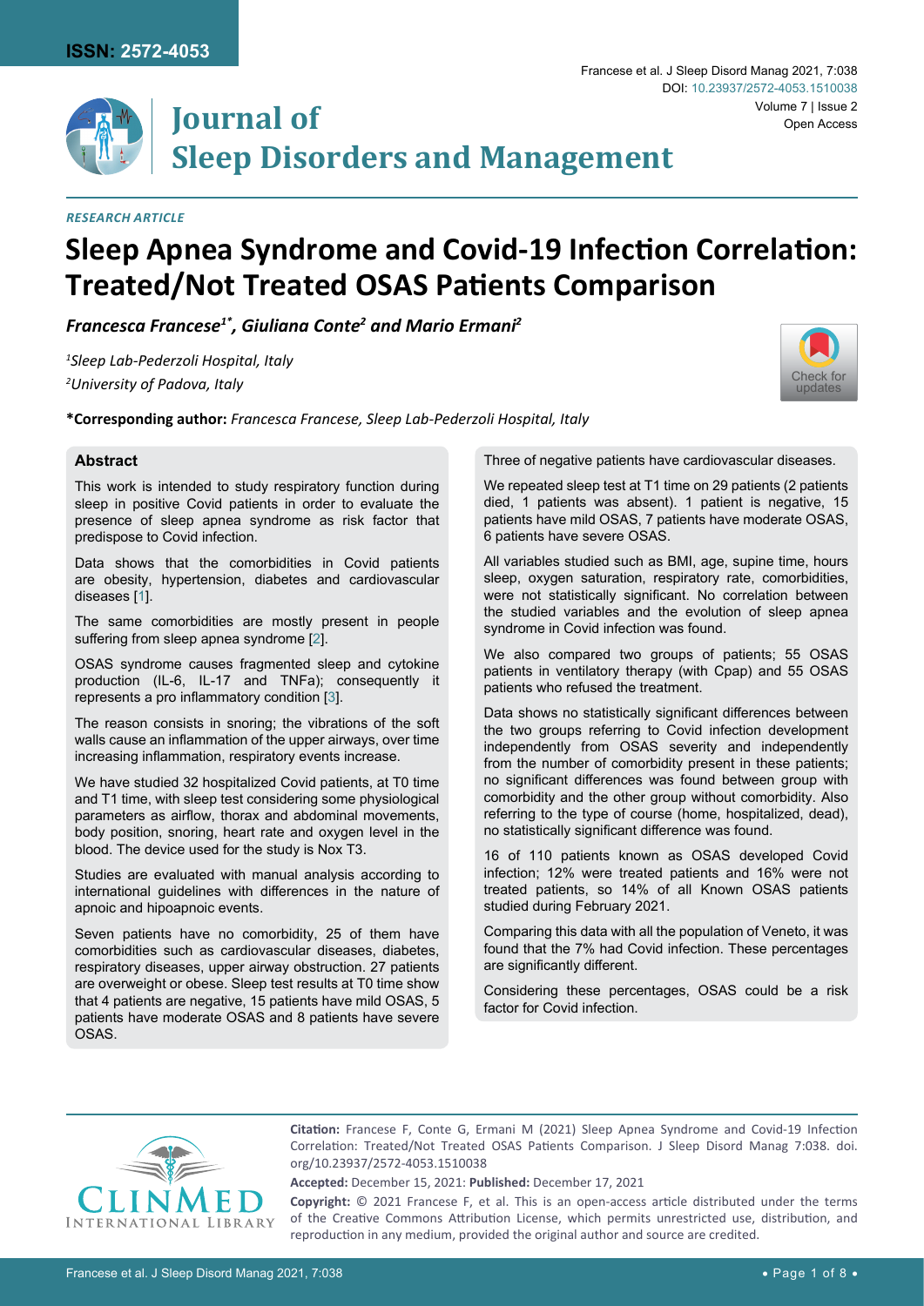*RESEARCH ARTICLE*

# Sleep Apnea Syndrome and Covid-19 Infection Correlation: Treated/Not Treated OSAS Patients Comparison

***Francesca Francese[1*], Giuliana Conte[2] and Mario Ermani[2]***

*[1]Sleep Lab-Pederzoli Hospital, Italy*
*[2]University of Padova, Italy*

**\*Corresponding author:** *Francesca Francese, Sleep Lab-Pederzoli Hospital, Italy*

## Abstract

This work is intended to study respiratory function during sleep in positive Covid patients in order to evaluate the presence of sleep apnea syndrome as risk factor that predispose to Covid infection.

Data shows that the comorbidities in Covid patients are obesity, hypertension, diabetes and cardiovascular diseases [1].

The same comorbidities are mostly present in people suffering from sleep apnea syndrome [2].

OSAS syndrome causes fragmented sleep and cytokine production (IL-6, IL-17 and TNFa); consequently it represents a pro inflammatory condition [3].

The reason consists in snoring; the vibrations of the soft walls cause an inflammation of the upper airways, over time increasing inflammation, respiratory events increase.

We have studied 32 hospitalized Covid patients, at T0 time and T1 time, with sleep test considering some physiological parameters as airflow, thorax and abdominal movements, body position, snoring, heart rate and oxygen level in the blood. The device used for the study is Nox T3.

Studies are evaluated with manual analysis according to international guidelines with differences in the nature of apnoic and hipoapnoic events.

Seven patients have no comorbidity, 25 of them have comorbidities such as cardiovascular diseases, diabetes, respiratory diseases, upper airway obstruction. 27 patients are overweight or obese. Sleep test results at T0 time show that 4 patients are negative, 15 patients have mild OSAS, 5 patients have moderate OSAS and 8 patients have severe OSAS.

Three of negative patients have cardiovascular diseases.

We repeated sleep test at T1 time on 29 patients (2 patients died, 1 patients was absent). 1 patient is negative, 15 patients have mild OSAS, 7 patients have moderate OSAS, 6 patients have severe OSAS.

All variables studied such as BMI, age, supine time, hours sleep, oxygen saturation, respiratory rate, comorbidities, were not statistically significant. No correlation between the studied variables and the evolution of sleep apnea syndrome in Covid infection was found.

We also compared two groups of patients; 55 OSAS patients in ventilatory therapy (with Cpap) and 55 OSAS patients who refused the treatment.

Data shows no statistically significant differences between the two groups referring to Covid infection development independently from OSAS severity and independently from the number of comorbidity present in these patients; no significant differences was found between group with comorbidity and the other group without comorbidity. Also referring to the type of course (home, hospitalized, dead), no statistically significant difference was found.

16 of 110 patients known as OSAS developed Covid infection; 12% were treated patients and 16% were not treated patients, so 14% of all Known OSAS patients studied during February 2021.

Comparing this data with all the population of Veneto, it was found that the 7% had Covid infection. These percentages are significantly different.

Considering these percentages, OSAS could be a risk factor for Covid infection.

**Citation:** Francese F, Conte G, Ermani M (2021) Sleep Apnea Syndrome and Covid-19 Infection Correlation: Treated/Not Treated OSAS Patients Comparison. J Sleep Disord Manag 7:038. doi.org/10.23937/2572-4053.1510038

**Accepted:** December 15, 2021: **Published:** December 17, 2021

**Copyright:** © 2021 Francese F, et al. This is an open-access article distributed under the terms of the Creative Commons Attribution License, which permits unrestricted use, distribution, and reproduction in any medium, provided the original author and source are credited.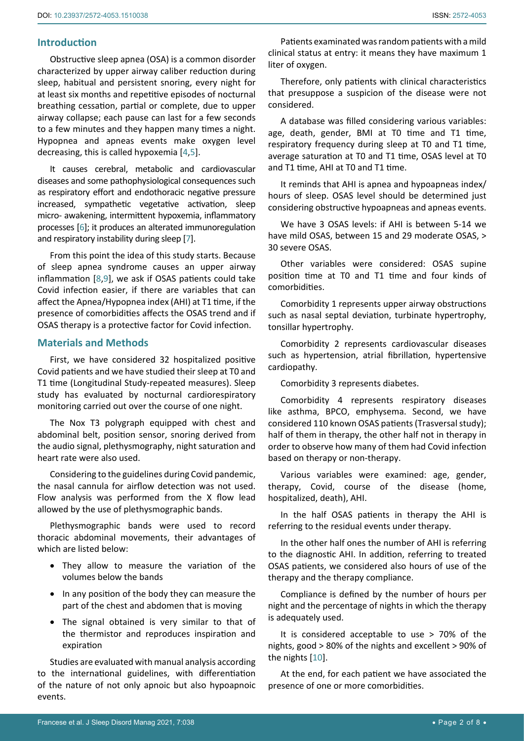## Introduction

Obstructive sleep apnea (OSA) is a common disorder characterized by upper airway caliber reduction during sleep, habitual and persistent snoring, every night for at least six months and repetitive episodes of nocturnal breathing cessation, partial or complete, due to upper airway collapse; each pause can last for a few seconds to a few minutes and they happen many times a night. Hypopnea and apneas events make oxygen level decreasing, this is called hypoxemia [4,5].

It causes cerebral, metabolic and cardiovascular diseases and some pathophysiological consequences such as respiratory effort and endothoracic negative pressure increased, sympathetic vegetative activation, sleep micro- awakening, intermittent hypoxemia, inflammatory processes [6]; it produces an altered immunoregulation and respiratory instability during sleep [7].

From this point the idea of this study starts. Because of sleep apnea syndrome causes an upper airway inflammation [8,9], we ask if OSAS patients could take Covid infection easier, if there are variables that can affect the Apnea/Hypopnea index (AHI) at T1 time, if the presence of comorbidities affects the OSAS trend and if OSAS therapy is a protective factor for Covid infection.

## Materials and Methods

First, we have considered 32 hospitalized positive Covid patients and we have studied their sleep at T0 and T1 time (Longitudinal Study-repeated measures). Sleep study has evaluated by nocturnal cardiorespiratory monitoring carried out over the course of one night.

The Nox T3 polygraph equipped with chest and abdominal belt, position sensor, snoring derived from the audio signal, plethysmography, night saturation and heart rate were also used.

Considering to the guidelines during Covid pandemic, the nasal cannula for airflow detection was not used. Flow analysis was performed from the X flow lead allowed by the use of plethysmographic bands.

Plethysmographic bands were used to record thoracic abdominal movements, their advantages of which are listed below:

- They allow to measure the variation of the volumes below the bands
- In any position of the body they can measure the part of the chest and abdomen that is moving
- The signal obtained is very similar to that of the thermistor and reproduces inspiration and expiration

Studies are evaluated with manual analysis according to the international guidelines, with differentiation of the nature of not only apnoic but also hypoapnoic events.

Patients examinated was random patients with a mild clinical status at entry: it means they have maximum 1 liter of oxygen.

Therefore, only patients with clinical characteristics that presuppose a suspicion of the disease were not considered.

A database was filled considering various variables: age, death, gender, BMI at T0 time and T1 time, respiratory frequency during sleep at T0 and T1 time, average saturation at T0 and T1 time, OSAS level at T0 and T1 time, AHI at T0 and T1 time.

It reminds that AHI is apnea and hypoapneas index/ hours of sleep. OSAS level should be determined just considering obstructive hypoapneas and apneas events.

We have 3 OSAS levels: if AHI is between 5-14 we have mild OSAS, between 15 and 29 moderate OSAS, > 30 severe OSAS.

Other variables were considered: OSAS supine position time at T0 and T1 time and four kinds of comorbidities.

Comorbidity 1 represents upper airway obstructions such as nasal septal deviation, turbinate hypertrophy, tonsillar hypertrophy.

Comorbidity 2 represents cardiovascular diseases such as hypertension, atrial fibrillation, hypertensive cardiopathy.

Comorbidity 3 represents diabetes.

Comorbidity 4 represents respiratory diseases like asthma, BPCO, emphysema. Second, we have considered 110 known OSAS patients (Trasversal study); half of them in therapy, the other half not in therapy in order to observe how many of them had Covid infection based on therapy or non-therapy.

Various variables were examined: age, gender, therapy, Covid, course of the disease (home, hospitalized, death), AHI.

In the half OSAS patients in therapy the AHI is referring to the residual events under therapy.

In the other half ones the number of AHI is referring to the diagnostic AHI. In addition, referring to treated OSAS patients, we considered also hours of use of the therapy and the therapy compliance.

Compliance is defined by the number of hours per night and the percentage of nights in which the therapy is adequately used.

It is considered acceptable to use > 70% of the nights, good > 80% of the nights and excellent > 90% of the nights [10].

At the end, for each patient we have associated the presence of one or more comorbidities.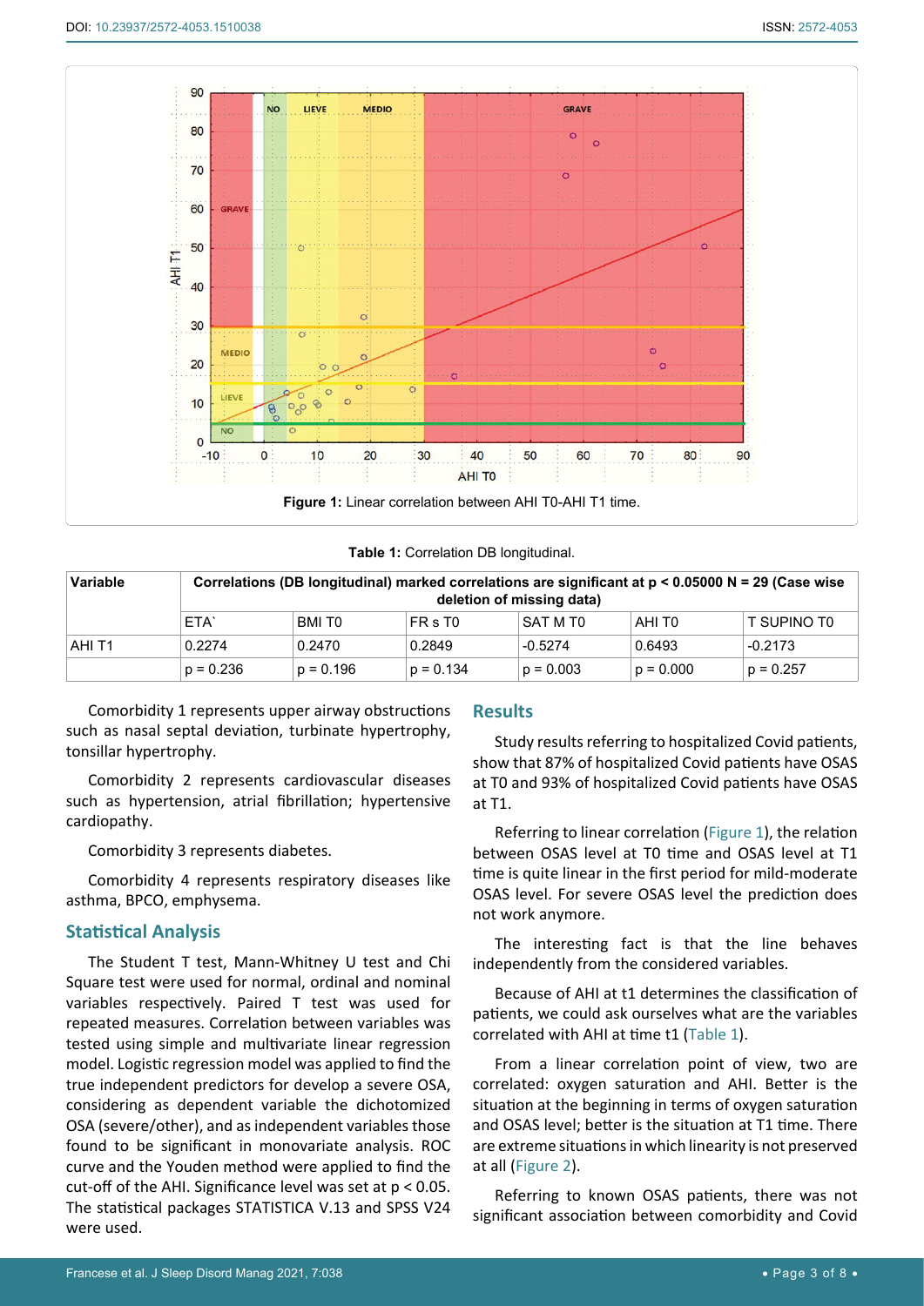Figure 1: Linear correlation between AHI T0-AHI T1 time.

Table 1: Correlation DB longitudinal.

| Variable | Correlations (DB longitudinal) marked correlations are significant at p < 0.05000 N = 29 (Case wise deletion of missing data) | | | | | |
|---|---|---|---|---|---|---|
| | ETA` | BMI T0 | FR s T0 | SAT M T0 | AHI T0 | T SUPINO T0 |
| AHI T1 | 0.2274 | 0.2470 | 0.2849 | -0.5274 | 0.6493 | -0.2173 |
| | p = 0.236 | p = 0.196 | p = 0.134 | p = 0.003 | p = 0.000 | p = 0.257 |

Comorbidity 1 represents upper airway obstructions such as nasal septal deviation, turbinate hypertrophy, tonsillar hypertrophy.

Comorbidity 2 represents cardiovascular diseases such as hypertension, atrial fibrillation; hypertensive cardiopathy.

Comorbidity 3 represents diabetes.

Comorbidity 4 represents respiratory diseases like asthma, BPCO, emphysema.

## Statistical Analysis

The Student T test, Mann-Whitney U test and Chi Square test were used for normal, ordinal and nominal variables respectively. Paired T test was used for repeated measures. Correlation between variables was tested using simple and multivariate linear regression model. Logistic regression model was applied to find the true independent predictors for develop a severe OSA, considering as dependent variable the dichotomized OSA (severe/other), and as independent variables those found to be significant in monovariate analysis. ROC curve and the Youden method were applied to find the cut-off of the AHI. Significance level was set at $p < 0.05$. The statistical packages STATISTICA V.13 and SPSS V24 were used.

## Results

Study results referring to hospitalized Covid patients, show that 87% of hospitalized Covid patients have OSAS at T0 and 93% of hospitalized Covid patients have OSAS at T1.

Referring to linear correlation (Figure 1), the relation between OSAS level at T0 time and OSAS level at T1 time is quite linear in the first period for mild-moderate OSAS level. For severe OSAS level the prediction does not work anymore.

The interesting fact is that the line behaves independently from the considered variables.

Because of AHI at t1 determines the classification of patients, we could ask ourselves what are the variables correlated with AHI at time t1 (Table 1).

From a linear correlation point of view, two are correlated: oxygen saturation and AHI. Better is the situation at the beginning in terms of oxygen saturation and OSAS level; better is the situation at T1 time. There are extreme situations in which linearity is not preserved at all (Figure 2).

Referring to known OSAS patients, there was not significant association between comorbidity and Covid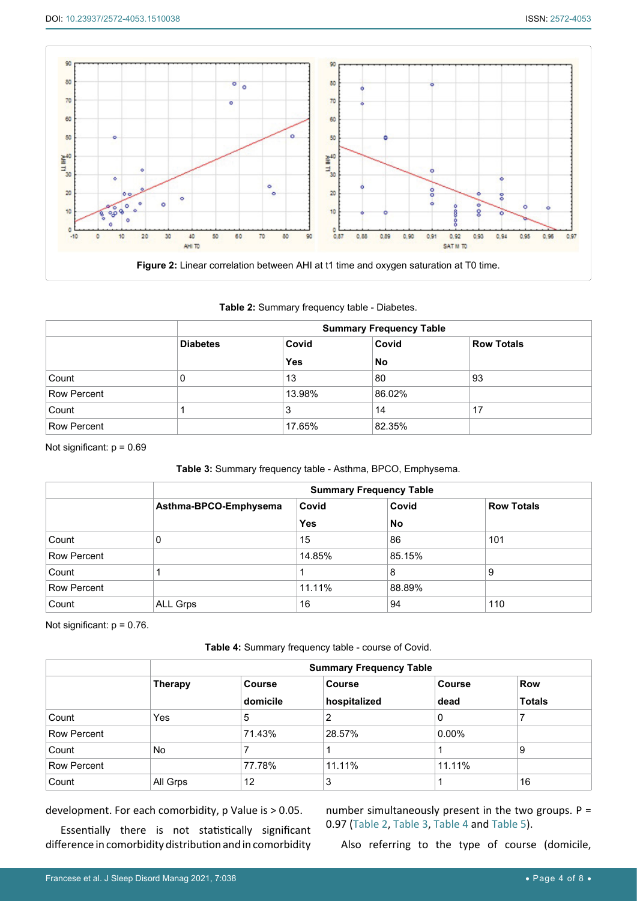**Figure 2:** Linear correlation between AHI at t1 time and oxygen saturation at T0 time.

**Table 2:** Summary frequency table - Diabetes.

| | Summary Frequency Table | | | |
|---|---|---|---|---|
| | Diabetes | Covid Yes | Covid No | Row Totals |
| Count | 0 | 13 | 80 | 93 |
| Row Percent | | 13.98% | 86.02% | |
| Count | 1 | 3 | 14 | 17 |
| Row Percent | | 17.65% | 82.35% | |

Not significant: p = 0.69

**Table 3:** Summary frequency table - Asthma, BPCO, Emphysema.

| | Summary Frequency Table | | | |
|---|---|---|---|---|
| | Asthma-BPCO-Emphysema | Covid Yes | Covid No | Row Totals |
| Count | 0 | 15 | 86 | 101 |
| Row Percent | | 14.85% | 85.15% | |
| Count | 1 | 1 | 8 | 9 |
| Row Percent | | 11.11% | 88.89% | |
| Count | ALL Grps | 16 | 94 | 110 |

Not significant: p = 0.76.

**Table 4:** Summary frequency table - course of Covid.

| | Summary Frequency Table | | | | |
|---|---|---|---|---|---|
| | Therapy | Course domicile | Course hospitalized | Course dead | Row Totals |
| Count | Yes | 5 | 2 | 0 | 7 |
| Row Percent | | 71.43% | 28.57% | 0.00% | |
| Count | No | 7 | 1 | 1 | 9 |
| Row Percent | | 77.78% | 11.11% | 11.11% | |
| Count | All Grps | 12 | 3 | 1 | 16 |

development. For each comorbidity, p Value is > 0.05.

Essentially there is not statistically significant difference in comorbidity distribution and in comorbidity number simultaneously present in the two groups. P = 0.97 (Table 2, Table 3, Table 4 and Table 5).

Also referring to the type of course (domicile,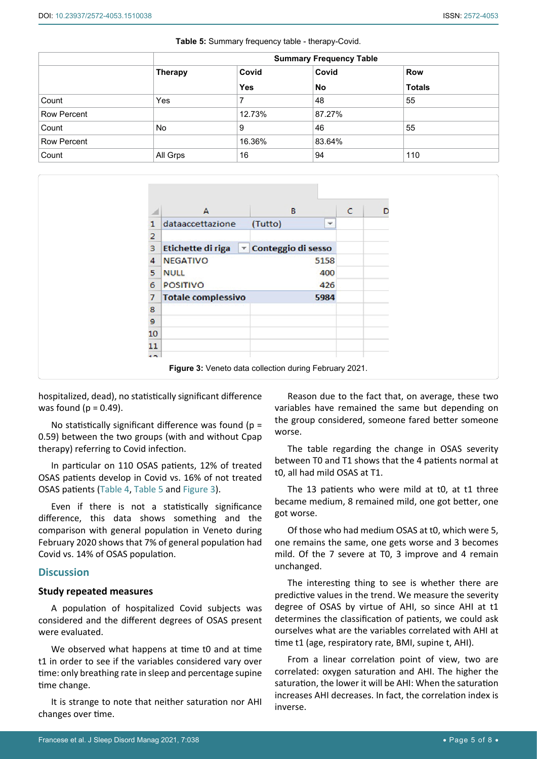**Table 5:** Summary frequency table - therapy-Covid.

| | Summary Frequency Table | | | |
|---|---|---|---|---|
| | Therapy | Covid Yes | Covid No | Row Totals |
| Count | Yes | 7 | 48 | 55 |
| Row Percent | | 12.73% | 87.27% | |
| Count | No | 9 | 46 | 55 |
| Row Percent | | 16.36% | 83.64% | |
| Count | All Grps | 16 | 94 | 110 |

| | A | B |
|---|---|---|
| 1 | dataaccettazione | (Tutto) |
| 2 | | |
| 3 | Etichette di riga | Conteggio di sesso |
| 4 | NEGATIVO | 5158 |
| 5 | NULL | 400 |
| 6 | POSITIVO | 426 |
| 7 | Totale complessivo | 5984 |

**Figure 3:** Veneto data collection during February 2021.

hospitalized, dead), no statistically significant difference was found (p = 0.49).

No statistically significant difference was found (p = 0.59) between the two groups (with and without Cpap therapy) referring to Covid infection.

In particular on 110 OSAS patients, 12% of treated OSAS patients develop in Covid vs. 16% of not treated OSAS patients (Table 4, Table 5 and Figure 3).

Even if there is not a statistically significance difference, this data shows something and the comparison with general population in Veneto during February 2020 shows that 7% of general population had Covid vs. 14% of OSAS population.

## Discussion

### Study repeated measures

A population of hospitalized Covid subjects was considered and the different degrees of OSAS present were evaluated.

We observed what happens at time t0 and at time t1 in order to see if the variables considered vary over time: only breathing rate in sleep and percentage supine time change.

It is strange to note that neither saturation nor AHI changes over time.

Reason due to the fact that, on average, these two variables have remained the same but depending on the group considered, someone fared better someone worse.

The table regarding the change in OSAS severity between T0 and T1 shows that the 4 patients normal at t0, all had mild OSAS at T1.

The 13 patients who were mild at t0, at t1 three became medium, 8 remained mild, one got better, one got worse.

Of those who had medium OSAS at t0, which were 5, one remains the same, one gets worse and 3 becomes mild. Of the 7 severe at T0, 3 improve and 4 remain unchanged.

The interesting thing to see is whether there are predictive values in the trend. We measure the severity degree of OSAS by virtue of AHI, so since AHI at t1 determines the classification of patients, we could ask ourselves what are the variables correlated with AHI at time t1 (age, respiratory rate, BMI, supine t, AHI).

From a linear correlation point of view, two are correlated: oxygen saturation and AHI. The higher the saturation, the lower it will be AHI: When the saturation increases AHI decreases. In fact, the correlation index is inverse.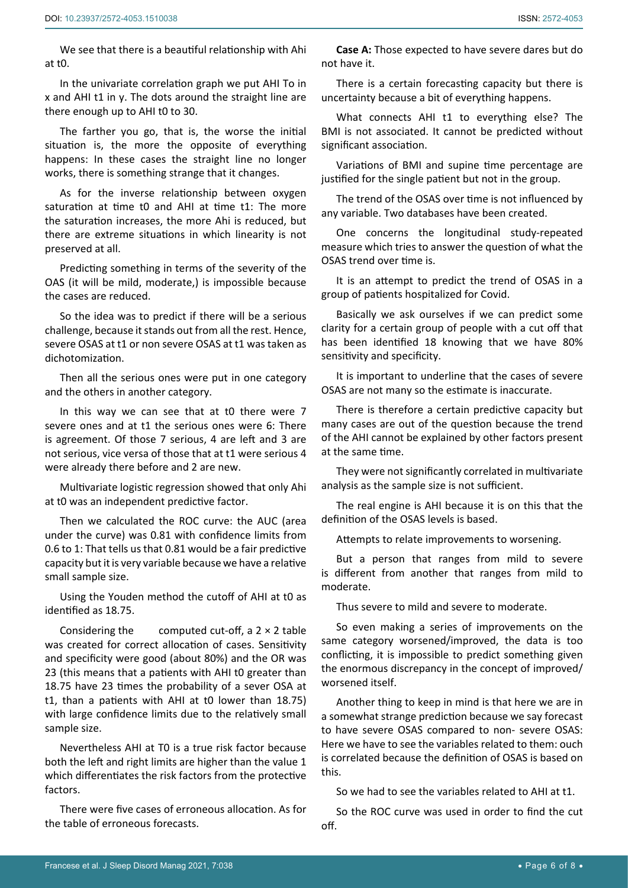We see that there is a beautiful relationship with Ahi at t0.

In the univariate correlation graph we put AHI To in x and AHI t1 in y. The dots around the straight line are there enough up to AHI t0 to 30.

The farther you go, that is, the worse the initial situation is, the more the opposite of everything happens: In these cases the straight line no longer works, there is something strange that it changes.

As for the inverse relationship between oxygen saturation at time t0 and AHI at time t1: The more the saturation increases, the more Ahi is reduced, but there are extreme situations in which linearity is not preserved at all.

Predicting something in terms of the severity of the OAS (it will be mild, moderate,) is impossible because the cases are reduced.

So the idea was to predict if there will be a serious challenge, because it stands out from all the rest. Hence, severe OSAS at t1 or non severe OSAS at t1 was taken as dichotomization.

Then all the serious ones were put in one category and the others in another category.

In this way we can see that at t0 there were 7 severe ones and at t1 the serious ones were 6: There is agreement. Of those 7 serious, 4 are left and 3 are not serious, vice versa of those that at t1 were serious 4 were already there before and 2 are new.

Multivariate logistic regression showed that only Ahi at t0 was an independent predictive factor.

Then we calculated the ROC curve: the AUC (area under the curve) was 0.81 with confidence limits from 0.6 to 1: That tells us that 0.81 would be a fair predictive capacity but it is very variable because we have a relative small sample size.

Using the Youden method the cutoff of AHI at t0 as identified as 18.75.

Considering the computed cut-off, a $2 \times 2$ table was created for correct allocation of cases. Sensitivity and specificity were good (about 80%) and the OR was 23 (this means that a patients with AHI t0 greater than 18.75 have 23 times the probability of a sever OSA at t1, than a patients with AHI at t0 lower than 18.75) with large confidence limits due to the relatively small sample size.

Nevertheless AHI at T0 is a true risk factor because both the left and right limits are higher than the value 1 which differentiates the risk factors from the protective factors.

There were five cases of erroneous allocation. As for the table of erroneous forecasts.

**Case A:** Those expected to have severe dares but do not have it.

There is a certain forecasting capacity but there is uncertainty because a bit of everything happens.

What connects AHI t1 to everything else? The BMI is not associated. It cannot be predicted without significant association.

Variations of BMI and supine time percentage are justified for the single patient but not in the group.

The trend of the OSAS over time is not influenced by any variable. Two databases have been created.

One concerns the longitudinal study-repeated measure which tries to answer the question of what the OSAS trend over time is.

It is an attempt to predict the trend of OSAS in a group of patients hospitalized for Covid.

Basically we ask ourselves if we can predict some clarity for a certain group of people with a cut off that has been identified 18 knowing that we have 80% sensitivity and specificity.

It is important to underline that the cases of severe OSAS are not many so the estimate is inaccurate.

There is therefore a certain predictive capacity but many cases are out of the question because the trend of the AHI cannot be explained by other factors present at the same time.

They were not significantly correlated in multivariate analysis as the sample size is not sufficient.

The real engine is AHI because it is on this that the definition of the OSAS levels is based.

Attempts to relate improvements to worsening.

But a person that ranges from mild to severe is different from another that ranges from mild to moderate.

Thus severe to mild and severe to moderate.

So even making a series of improvements on the same category worsened/improved, the data is too conflicting, it is impossible to predict something given the enormous discrepancy in the concept of improved/worsened itself.

Another thing to keep in mind is that here we are in a somewhat strange prediction because we say forecast to have severe OSAS compared to non- severe OSAS: Here we have to see the variables related to them: ouch is correlated because the definition of OSAS is based on this.

So we had to see the variables related to AHI at t1.

So the ROC curve was used in order to find the cut off.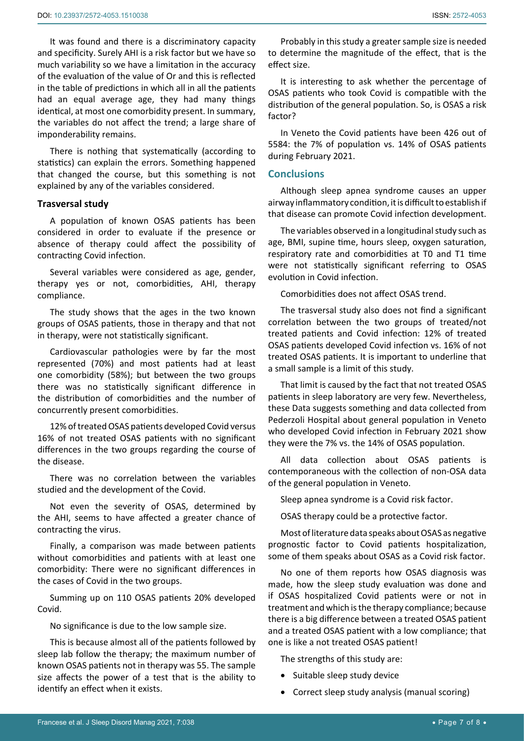It was found and there is a discriminatory capacity and specificity. Surely AHI is a risk factor but we have so much variability so we have a limitation in the accuracy of the evaluation of the value of Or and this is reflected in the table of predictions in which all in all the patients had an equal average age, they had many things identical, at most one comorbidity present. In summary, the variables do not affect the trend; a large share of imponderability remains.

There is nothing that systematically (according to statistics) can explain the errors. Something happened that changed the course, but this something is not explained by any of the variables considered.

### Trasversal study

A population of known OSAS patients has been considered in order to evaluate if the presence or absence of therapy could affect the possibility of contracting Covid infection.

Several variables were considered as age, gender, therapy yes or not, comorbidities, AHI, therapy compliance.

The study shows that the ages in the two known groups of OSAS patients, those in therapy and that not in therapy, were not statistically significant.

Cardiovascular pathologies were by far the most represented (70%) and most patients had at least one comorbidity (58%); but between the two groups there was no statistically significant difference in the distribution of comorbidities and the number of concurrently present comorbidities.

12% of treated OSAS patients developed Covid versus 16% of not treated OSAS patients with no significant differences in the two groups regarding the course of the disease.

There was no correlation between the variables studied and the development of the Covid.

Not even the severity of OSAS, determined by the AHI, seems to have affected a greater chance of contracting the virus.

Finally, a comparison was made between patients without comorbidities and patients with at least one comorbidity: There were no significant differences in the cases of Covid in the two groups.

Summing up on 110 OSAS patients 20% developed Covid.

No significance is due to the low sample size.

This is because almost all of the patients followed by sleep lab follow the therapy; the maximum number of known OSAS patients not in therapy was 55. The sample size affects the power of a test that is the ability to identify an effect when it exists.

Probably in this study a greater sample size is needed to determine the magnitude of the effect, that is the effect size.

It is interesting to ask whether the percentage of OSAS patients who took Covid is compatible with the distribution of the general population. So, is OSAS a risk factor?

In Veneto the Covid patients have been 426 out of 5584: the 7% of population vs. 14% of OSAS patients during February 2021.

## Conclusions

Although sleep apnea syndrome causes an upper airway inflammatory condition, it is difficult to establish if that disease can promote Covid infection development.

The variables observed in a longitudinal study such as age, BMI, supine time, hours sleep, oxygen saturation, respiratory rate and comorbidities at T0 and T1 time were not statistically significant referring to OSAS evolution in Covid infection.

Comorbidities does not affect OSAS trend.

The trasversal study also does not find a significant correlation between the two groups of treated/not treated patients and Covid infection: 12% of treated OSAS patients developed Covid infection vs. 16% of not treated OSAS patients. It is important to underline that a small sample is a limit of this study.

That limit is caused by the fact that not treated OSAS patients in sleep laboratory are very few. Nevertheless, these Data suggests something and data collected from Pederzoli Hospital about general population in Veneto who developed Covid infection in February 2021 show they were the 7% vs. the 14% of OSAS population.

All data collection about OSAS patients is contemporaneous with the collection of non-OSA data of the general population in Veneto.

Sleep apnea syndrome is a Covid risk factor.

OSAS therapy could be a protective factor.

Most of literature data speaks about OSAS as negative prognostic factor to Covid patients hospitalization, some of them speaks about OSAS as a Covid risk factor.

No one of them reports how OSAS diagnosis was made, how the sleep study evaluation was done and if OSAS hospitalized Covid patients were or not in treatment and which is the therapy compliance; because there is a big difference between a treated OSAS patient and a treated OSAS patient with a low compliance; that one is like a not treated OSAS patient!

The strengths of this study are:

- Suitable sleep study device
- Correct sleep study analysis (manual scoring)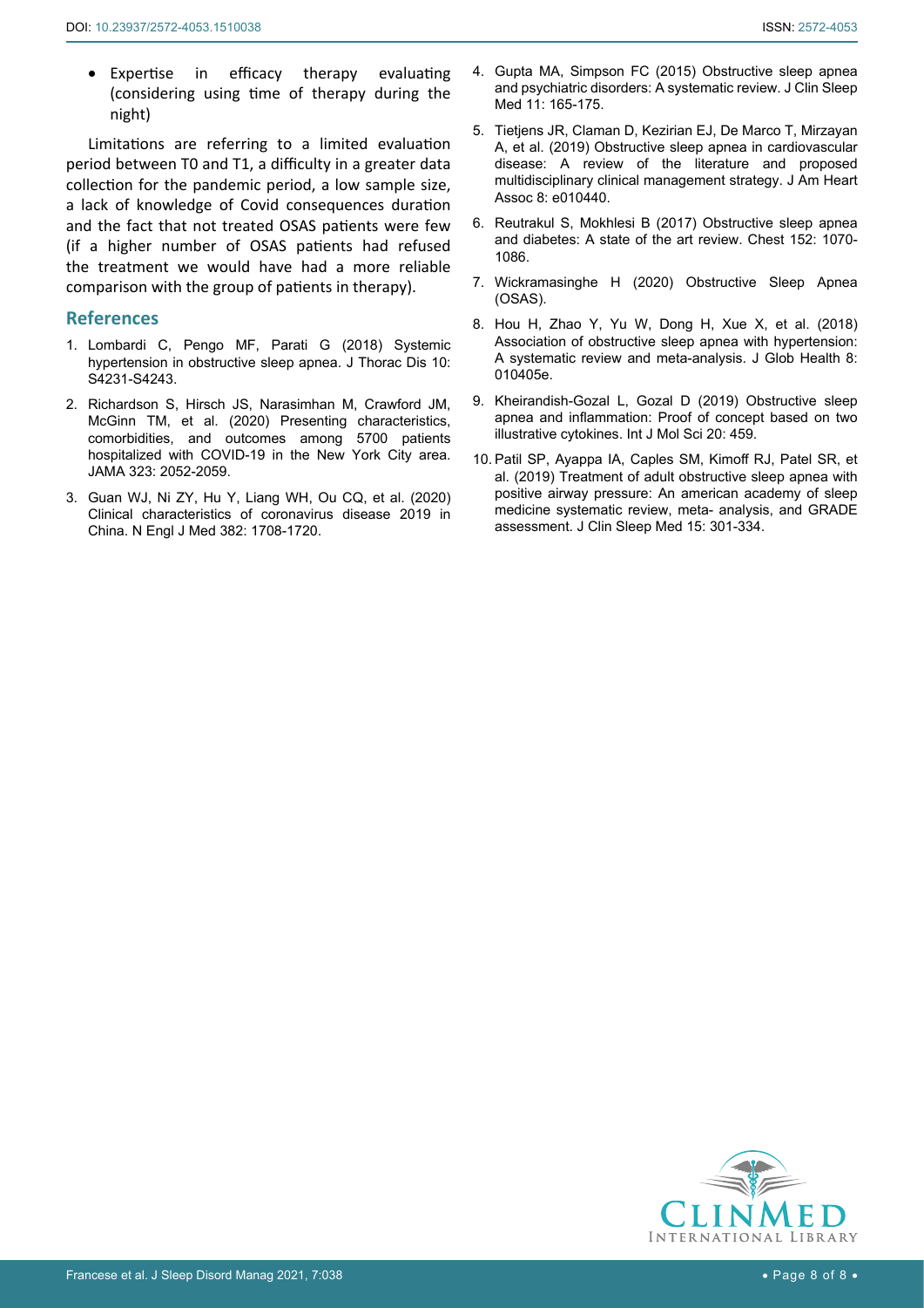- Expertise in efficacy therapy evaluating (considering using time of therapy during the night)

Limitations are referring to a limited evaluation period between T0 and T1, a difficulty in a greater data collection for the pandemic period, a low sample size, a lack of knowledge of Covid consequences duration and the fact that not treated OSAS patients were few (if a higher number of OSAS patients had refused the treatment we would have had a more reliable comparison with the group of patients in therapy).

## References

1. Lombardi C, Pengo MF, Parati G (2018) Systemic hypertension in obstructive sleep apnea. J Thorac Dis 10: S4231-S4243.
2. Richardson S, Hirsch JS, Narasimhan M, Crawford JM, McGinn TM, et al. (2020) Presenting characteristics, comorbidities, and outcomes among 5700 patients hospitalized with COVID-19 in the New York City area. JAMA 323: 2052-2059.
3. Guan WJ, Ni ZY, Hu Y, Liang WH, Ou CQ, et al. (2020) Clinical characteristics of coronavirus disease 2019 in China. N Engl J Med 382: 1708-1720.
4. Gupta MA, Simpson FC (2015) Obstructive sleep apnea and psychiatric disorders: A systematic review. J Clin Sleep Med 11: 165-175.
5. Tietjens JR, Claman D, Kezirian EJ, De Marco T, Mirzayan A, et al. (2019) Obstructive sleep apnea in cardiovascular disease: A review of the literature and proposed multidisciplinary clinical management strategy. J Am Heart Assoc 8: e010440.
6. Reutrakul S, Mokhlesi B (2017) Obstructive sleep apnea and diabetes: A state of the art review. Chest 152: 1070-1086.
7. Wickramasinghe H (2020) Obstructive Sleep Apnea (OSAS).
8. Hou H, Zhao Y, Yu W, Dong H, Xue X, et al. (2018) Association of obstructive sleep apnea with hypertension: A systematic review and meta-analysis. J Glob Health 8: 010405e.
9. Kheirandish-Gozal L, Gozal D (2019) Obstructive sleep apnea and inflammation: Proof of concept based on two illustrative cytokines. Int J Mol Sci 20: 459.
10. Patil SP, Ayappa IA, Caples SM, Kimoff RJ, Patel SR, et al. (2019) Treatment of adult obstructive sleep apnea with positive airway pressure: An american academy of sleep medicine systematic review, meta- analysis, and GRADE assessment. J Clin Sleep Med 15: 301-334.